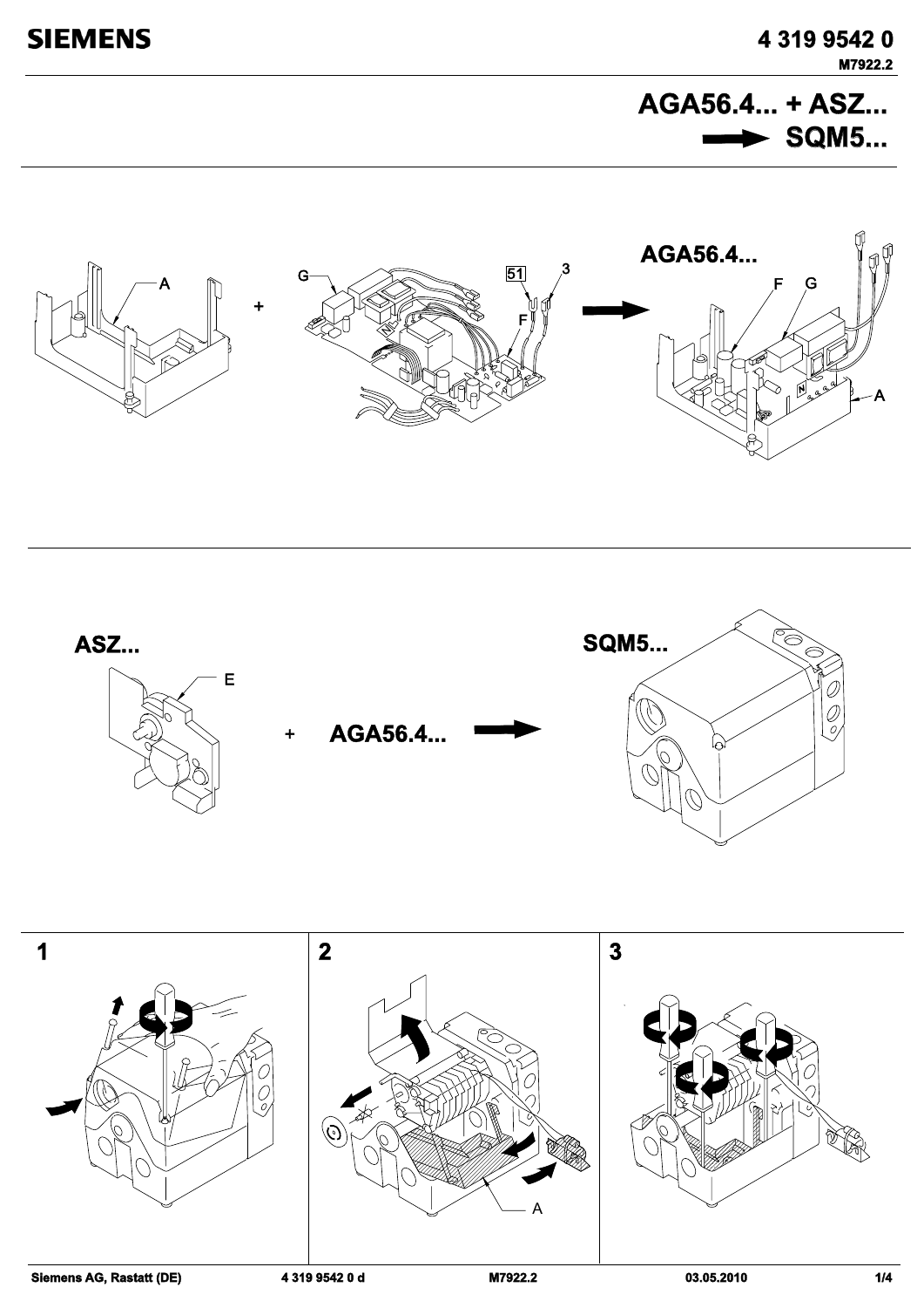# AGA56.4... + ASZ... ➡ SQM5...

A

G

51

3

F

AGA56.4...

F G

A

ASZ...

E

\+ AGA56.4...

SQM5...

1

2

A

3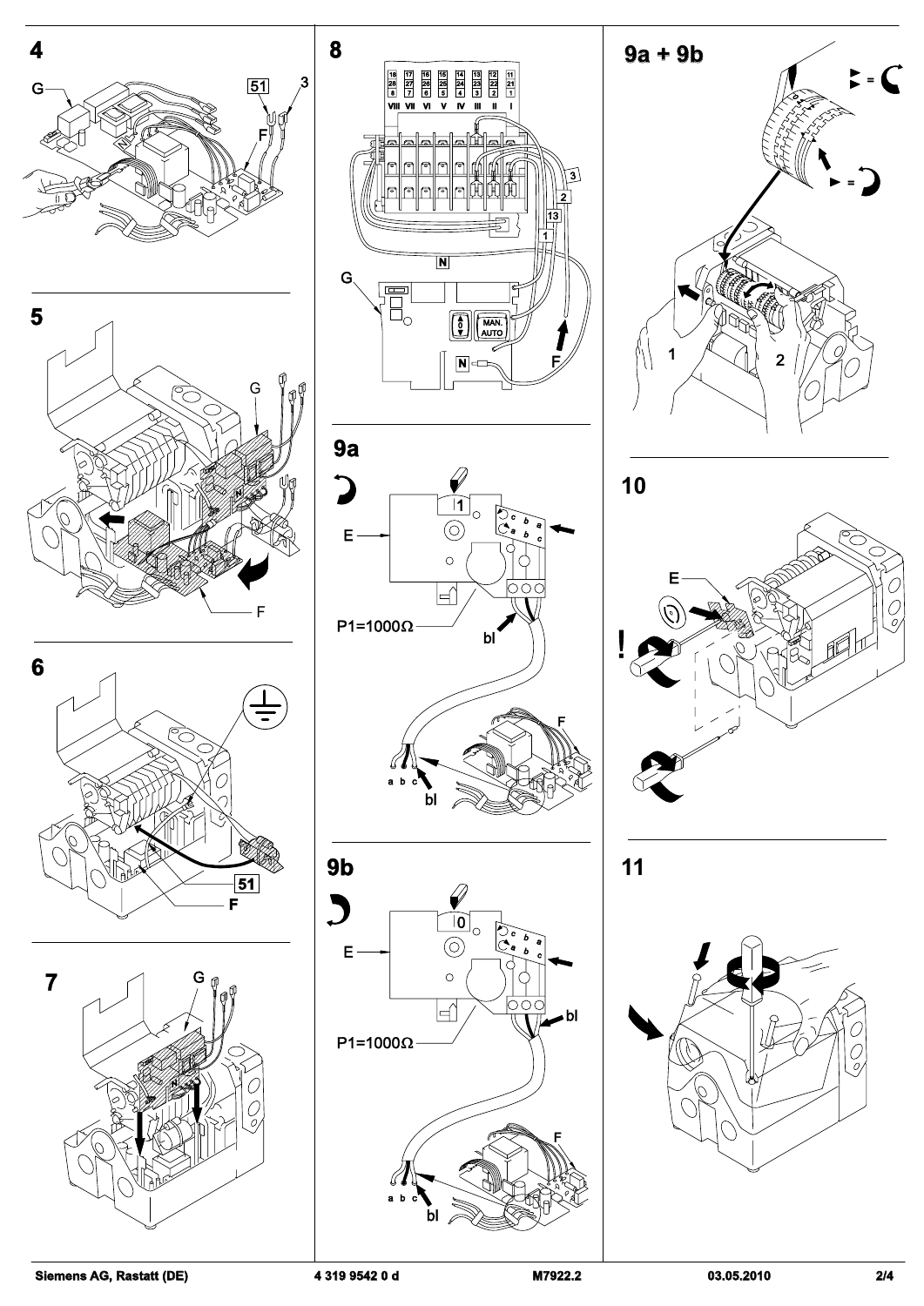## 4

G, 51, 3, F

## 5

G, N, F

## 6

51, F

## 7

G, N

## 8

| 18 | 17 | 16 | 15 | 14 | 13 | 12 | 11 |
|---|---|---|---|---|---|---|---|
| 28 | 27 | 26 | 25 | 24 | 23 | 22 | 21 |
| 8 | 7 | 6 | 5 | 4 | 3 | 2 | 1 |
| VIII | VII | VI | V | IV | III | II | I |

3, 2, 13, 1, N, G, MAN. AUTO, N, F

## 9a

1, E, c b a, a b c, P1=1000Ω, bl, F, a b c, bl

## 9b

0, E, c b a, a b c, P1=1000Ω, bl, F, a b c, bl

## 9a + 9b

1, 2

## 10

E, !

## 11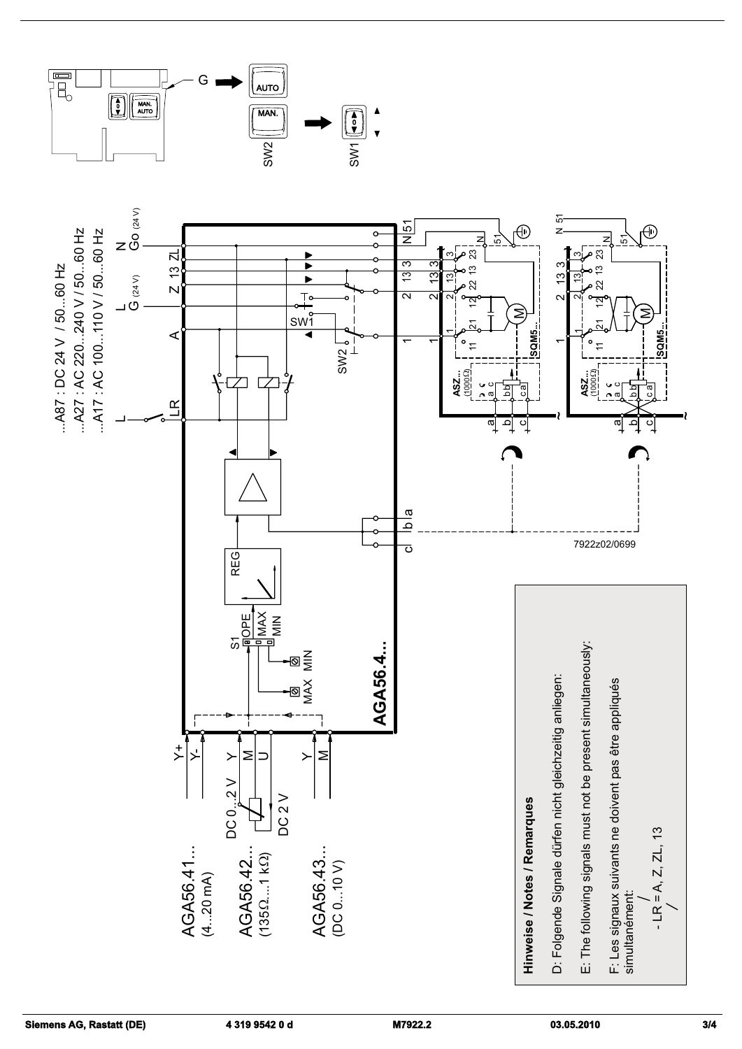…A87 : DC 24 V / 50…60 Hz
…A27 : AC 220…240 V / 50…60 Hz
…A17 : AC 100…110 V / 50…60 Hz

AGA56.41…
(4…20 mA)

AGA56.42…
(135Ω…1 kΩ)

AGA56.43…
(DC 0…10 V)

AGA56.4…

7922z02/0699

**Hinweise / Notes / Remarques**

D: Folgende Signale dürfen nicht gleichzeitig anliegen:

E: The following signals must not be present simultaneously:

F: Les signaux suivants ne doivent pas être appliqués simultanément:

- LR = A, Z, ZL, 13